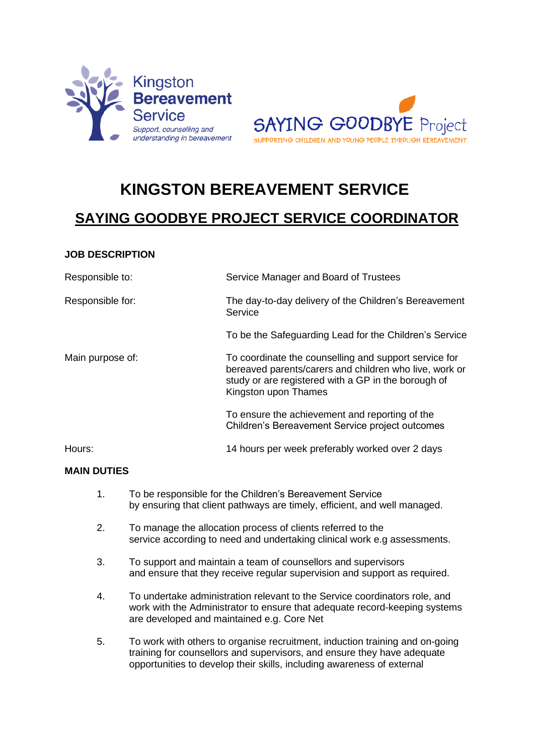Kingston **Bereavement** Service

*Support, counselling and understanding in bereavement*

SAYING GOODBYE Project

SUPPORTING CHILDREN AND YOUNG PEOPLE THROUGH BEREAVEMENT

# KINGSTON BEREAVEMENT SERVICE

## SAYING GOODBYE PROJECT SERVICE COORDINATOR

**JOB DESCRIPTION**

| | |
|---|---|
| Responsible to: | Service Manager and Board of Trustees |
| Responsible for: | The day-to-day delivery of the Children's Bereavement Service |
| | To be the Safeguarding Lead for the Children's Service |
| Main purpose of: | To coordinate the counselling and support service for bereaved parents/carers and children who live, work or study or are registered with a GP in the borough of Kingston upon Thames |
| | To ensure the achievement and reporting of the Children's Bereavement Service project outcomes |
| Hours: | 14 hours per week preferably worked over 2 days |

**MAIN DUTIES**

1. To be responsible for the Children's Bereavement Service by ensuring that client pathways are timely, efficient, and well managed.

2. To manage the allocation process of clients referred to the service according to need and undertaking clinical work e.g assessments.

3. To support and maintain a team of counsellors and supervisors and ensure that they receive regular supervision and support as required.

4. To undertake administration relevant to the Service coordinators role, and work with the Administrator to ensure that adequate record-keeping systems are developed and maintained e.g. Core Net

5. To work with others to organise recruitment, induction training and on-going training for counsellors and supervisors, and ensure they have adequate opportunities to develop their skills, including awareness of external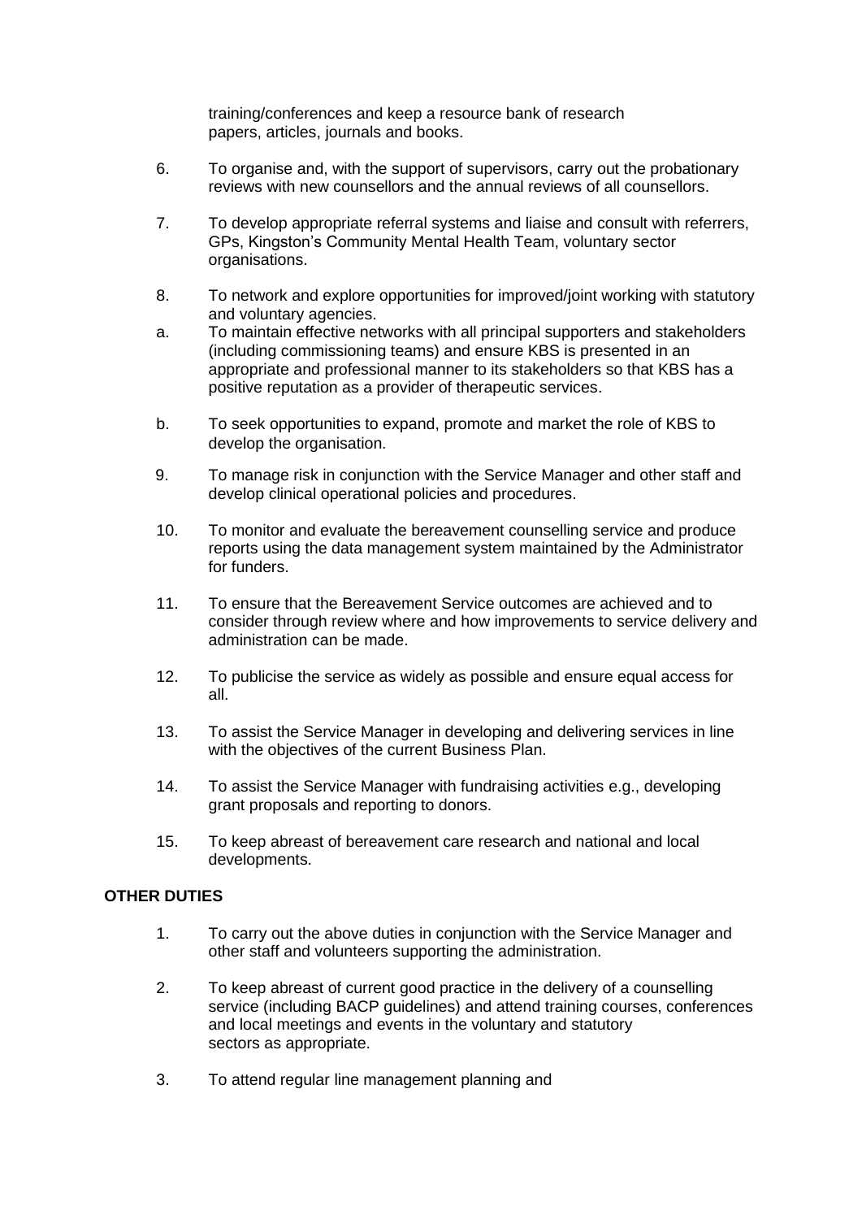training/conferences and keep a resource bank of research papers, articles, journals and books.

6. To organise and, with the support of supervisors, carry out the probationary reviews with new counsellors and the annual reviews of all counsellors.

7. To develop appropriate referral systems and liaise and consult with referrers, GPs, Kingston's Community Mental Health Team, voluntary sector organisations.

8. To network and explore opportunities for improved/joint working with statutory and voluntary agencies.

   a. To maintain effective networks with all principal supporters and stakeholders (including commissioning teams) and ensure KBS is presented in an appropriate and professional manner to its stakeholders so that KBS has a positive reputation as a provider of therapeutic services.

   b. To seek opportunities to expand, promote and market the role of KBS to develop the organisation.

9. To manage risk in conjunction with the Service Manager and other staff and develop clinical operational policies and procedures.

10. To monitor and evaluate the bereavement counselling service and produce reports using the data management system maintained by the Administrator for funders.

11. To ensure that the Bereavement Service outcomes are achieved and to consider through review where and how improvements to service delivery and administration can be made.

12. To publicise the service as widely as possible and ensure equal access for all.

13. To assist the Service Manager in developing and delivering services in line with the objectives of the current Business Plan.

14. To assist the Service Manager with fundraising activities e.g., developing grant proposals and reporting to donors.

15. To keep abreast of bereavement care research and national and local developments.

**OTHER DUTIES**

1. To carry out the above duties in conjunction with the Service Manager and other staff and volunteers supporting the administration.

2. To keep abreast of current good practice in the delivery of a counselling service (including BACP guidelines) and attend training courses, conferences and local meetings and events in the voluntary and statutory sectors as appropriate.

3. To attend regular line management planning and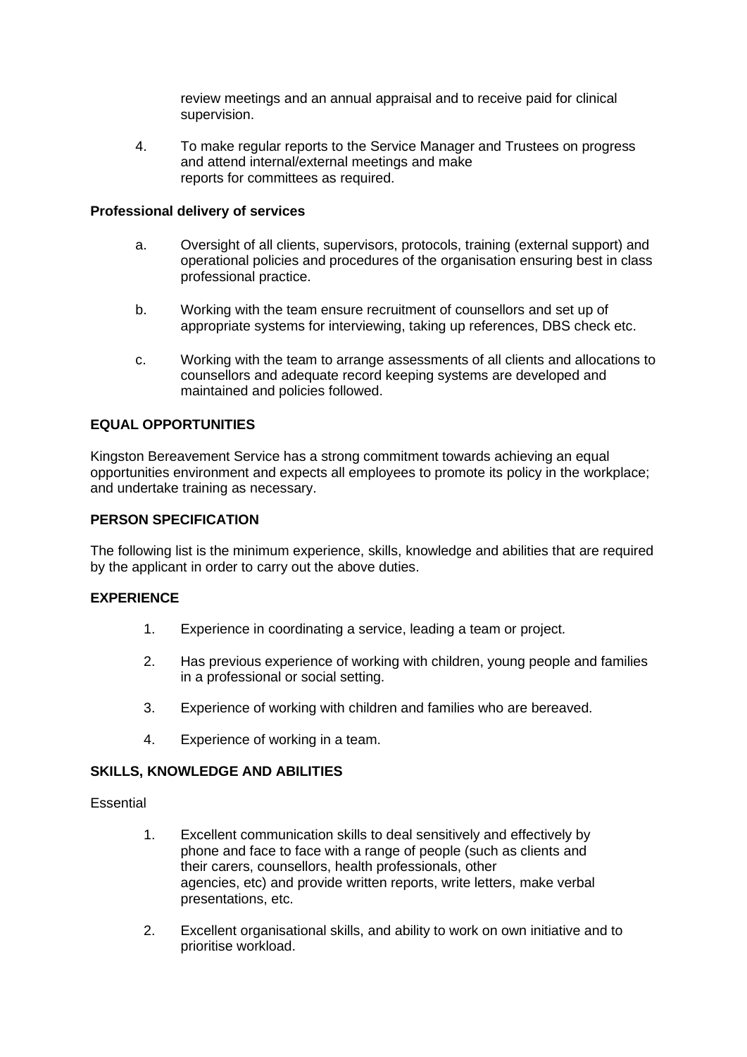review meetings and an annual appraisal and to receive paid for clinical supervision.

4. To make regular reports to the Service Manager and Trustees on progress and attend internal/external meetings and make reports for committees as required.

**Professional delivery of services**

a. Oversight of all clients, supervisors, protocols, training (external support) and operational policies and procedures of the organisation ensuring best in class professional practice.

b. Working with the team ensure recruitment of counsellors and set up of appropriate systems for interviewing, taking up references, DBS check etc.

c. Working with the team to arrange assessments of all clients and allocations to counsellors and adequate record keeping systems are developed and maintained and policies followed.

**EQUAL OPPORTUNITIES**

Kingston Bereavement Service has a strong commitment towards achieving an equal opportunities environment and expects all employees to promote its policy in the workplace; and undertake training as necessary.

**PERSON SPECIFICATION**

The following list is the minimum experience, skills, knowledge and abilities that are required by the applicant in order to carry out the above duties.

**EXPERIENCE**

1. Experience in coordinating a service, leading a team or project.

2. Has previous experience of working with children, young people and families in a professional or social setting.

3. Experience of working with children and families who are bereaved.

4. Experience of working in a team.

**SKILLS, KNOWLEDGE AND ABILITIES**

Essential

1. Excellent communication skills to deal sensitively and effectively by phone and face to face with a range of people (such as clients and their carers, counsellors, health professionals, other agencies, etc) and provide written reports, write letters, make verbal presentations, etc.

2. Excellent organisational skills, and ability to work on own initiative and to prioritise workload.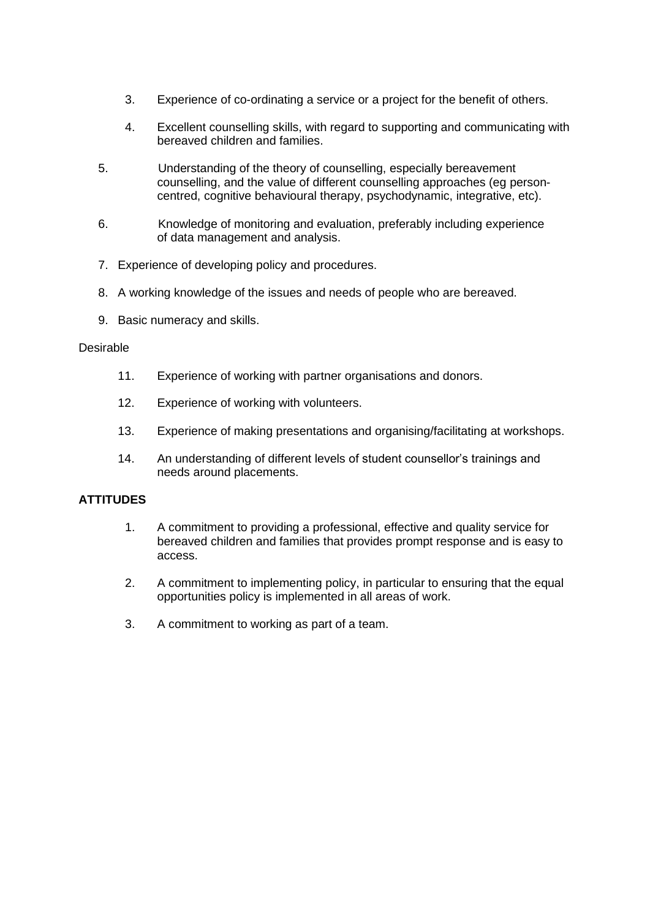3. Experience of co-ordinating a service or a project for the benefit of others.

4. Excellent counselling skills, with regard to supporting and communicating with bereaved children and families.

5. Understanding of the theory of counselling, especially bereavement counselling, and the value of different counselling approaches (eg person-centred, cognitive behavioural therapy, psychodynamic, integrative, etc).

6. Knowledge of monitoring and evaluation, preferably including experience of data management and analysis.

7. Experience of developing policy and procedures.

8. A working knowledge of the issues and needs of people who are bereaved.

9. Basic numeracy and skills.

Desirable

11. Experience of working with partner organisations and donors.

12. Experience of working with volunteers.

13. Experience of making presentations and organising/facilitating at workshops.

14. An understanding of different levels of student counsellor's trainings and needs around placements.

**ATTITUDES**

1. A commitment to providing a professional, effective and quality service for bereaved children and families that provides prompt response and is easy to access.

2. A commitment to implementing policy, in particular to ensuring that the equal opportunities policy is implemented in all areas of work.

3. A commitment to working as part of a team.